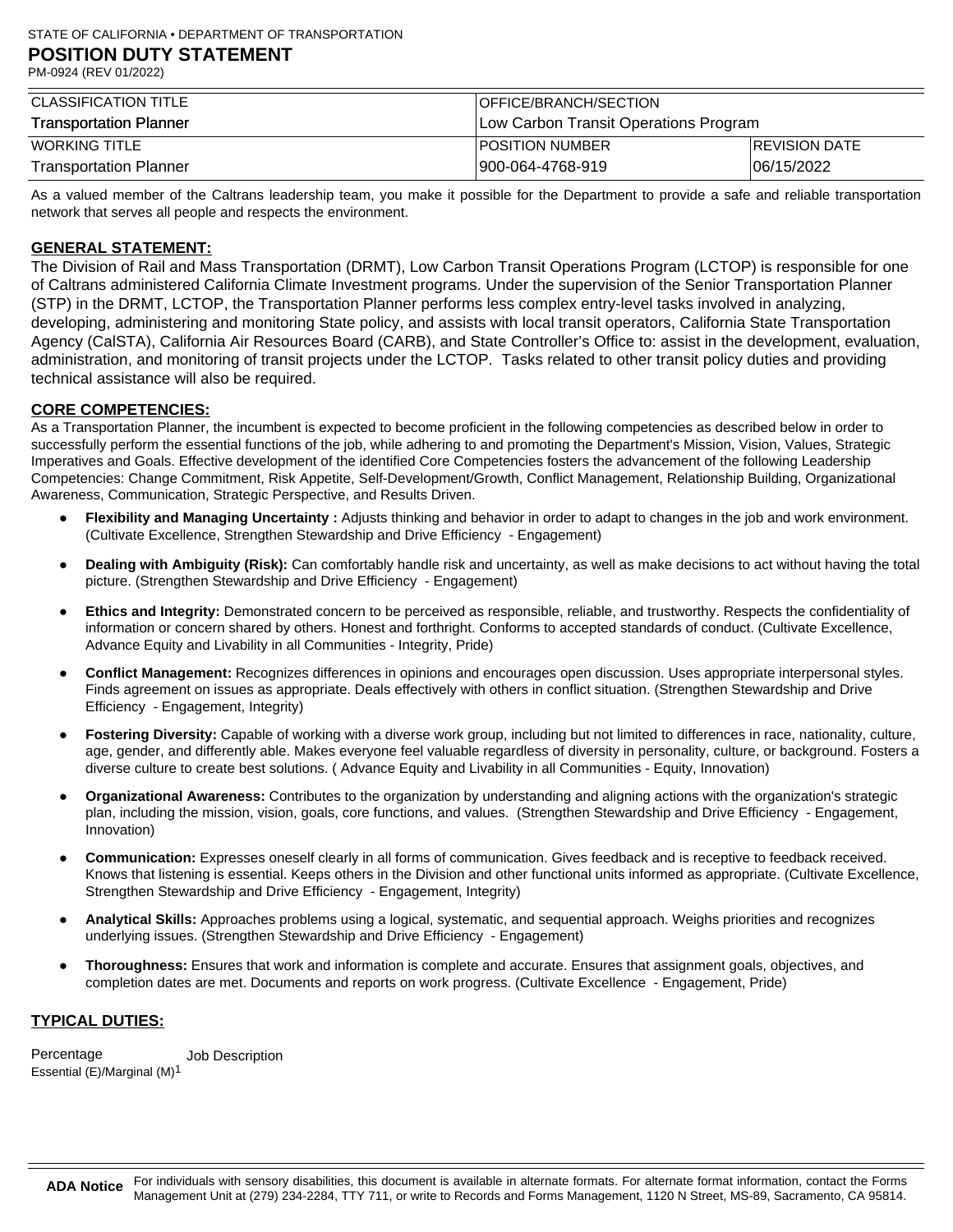STATE OF CALIFORNIA • DEPARTMENT OF TRANSPORTATION

# POSITION DUTY STATEMENT

PM-0924 (REV 01/2022)

| CLASSIFICATION TITLE | OFFICE/BRANCH/SECTION | |
|---|---|---|
| Transportation Planner | Low Carbon Transit Operations Program | |
| WORKING TITLE | POSITION NUMBER | REVISION DATE |
| Transportation Planner | 900-064-4768-919 | 06/15/2022 |

As a valued member of the Caltrans leadership team, you make it possible for the Department to provide a safe and reliable transportation network that serves all people and respects the environment.

## GENERAL STATEMENT:

The Division of Rail and Mass Transportation (DRMT), Low Carbon Transit Operations Program (LCTOP) is responsible for one of Caltrans administered California Climate Investment programs. Under the supervision of the Senior Transportation Planner (STP) in the DRMT, LCTOP, the Transportation Planner performs less complex entry-level tasks involved in analyzing, developing, administering and monitoring State policy, and assists with local transit operators, California State Transportation Agency (CalSTA), California Air Resources Board (CARB), and State Controller's Office to: assist in the development, evaluation, administration, and monitoring of transit projects under the LCTOP. Tasks related to other transit policy duties and providing technical assistance will also be required.

## CORE COMPETENCIES:

As a Transportation Planner, the incumbent is expected to become proficient in the following competencies as described below in order to successfully perform the essential functions of the job, while adhering to and promoting the Department's Mission, Vision, Values, Strategic Imperatives and Goals. Effective development of the identified Core Competencies fosters the advancement of the following Leadership Competencies: Change Commitment, Risk Appetite, Self-Development/Growth, Conflict Management, Relationship Building, Organizational Awareness, Communication, Strategic Perspective, and Results Driven.

- **Flexibility and Managing Uncertainty :** Adjusts thinking and behavior in order to adapt to changes in the job and work environment. (Cultivate Excellence, Strengthen Stewardship and Drive Efficiency - Engagement)
- **Dealing with Ambiguity (Risk):** Can comfortably handle risk and uncertainty, as well as make decisions to act without having the total picture. (Strengthen Stewardship and Drive Efficiency - Engagement)
- **Ethics and Integrity:** Demonstrated concern to be perceived as responsible, reliable, and trustworthy. Respects the confidentiality of information or concern shared by others. Honest and forthright. Conforms to accepted standards of conduct. (Cultivate Excellence, Advance Equity and Livability in all Communities - Integrity, Pride)
- **Conflict Management:** Recognizes differences in opinions and encourages open discussion. Uses appropriate interpersonal styles. Finds agreement on issues as appropriate. Deals effectively with others in conflict situation. (Strengthen Stewardship and Drive Efficiency - Engagement, Integrity)
- **Fostering Diversity:** Capable of working with a diverse work group, including but not limited to differences in race, nationality, culture, age, gender, and differently able. Makes everyone feel valuable regardless of diversity in personality, culture, or background. Fosters a diverse culture to create best solutions. ( Advance Equity and Livability in all Communities - Equity, Innovation)
- **Organizational Awareness:** Contributes to the organization by understanding and aligning actions with the organization's strategic plan, including the mission, vision, goals, core functions, and values. (Strengthen Stewardship and Drive Efficiency - Engagement, Innovation)
- **Communication:** Expresses oneself clearly in all forms of communication. Gives feedback and is receptive to feedback received. Knows that listening is essential. Keeps others in the Division and other functional units informed as appropriate. (Cultivate Excellence, Strengthen Stewardship and Drive Efficiency - Engagement, Integrity)
- **Analytical Skills:** Approaches problems using a logical, systematic, and sequential approach. Weighs priorities and recognizes underlying issues. (Strengthen Stewardship and Drive Efficiency - Engagement)
- **Thoroughness:** Ensures that work and information is complete and accurate. Ensures that assignment goals, objectives, and completion dates are met. Documents and reports on work progress. (Cultivate Excellence - Engagement, Pride)

## TYPICAL DUTIES:

| Percentage Essential (E)/Marginal (M)[1] | Job Description |
|---|---|

**ADA Notice** For individuals with sensory disabilities, this document is available in alternate formats. For alternate format information, contact the Forms Management Unit at (279) 234-2284, TTY 711, or write to Records and Forms Management, 1120 N Street, MS-89, Sacramento, CA 95814.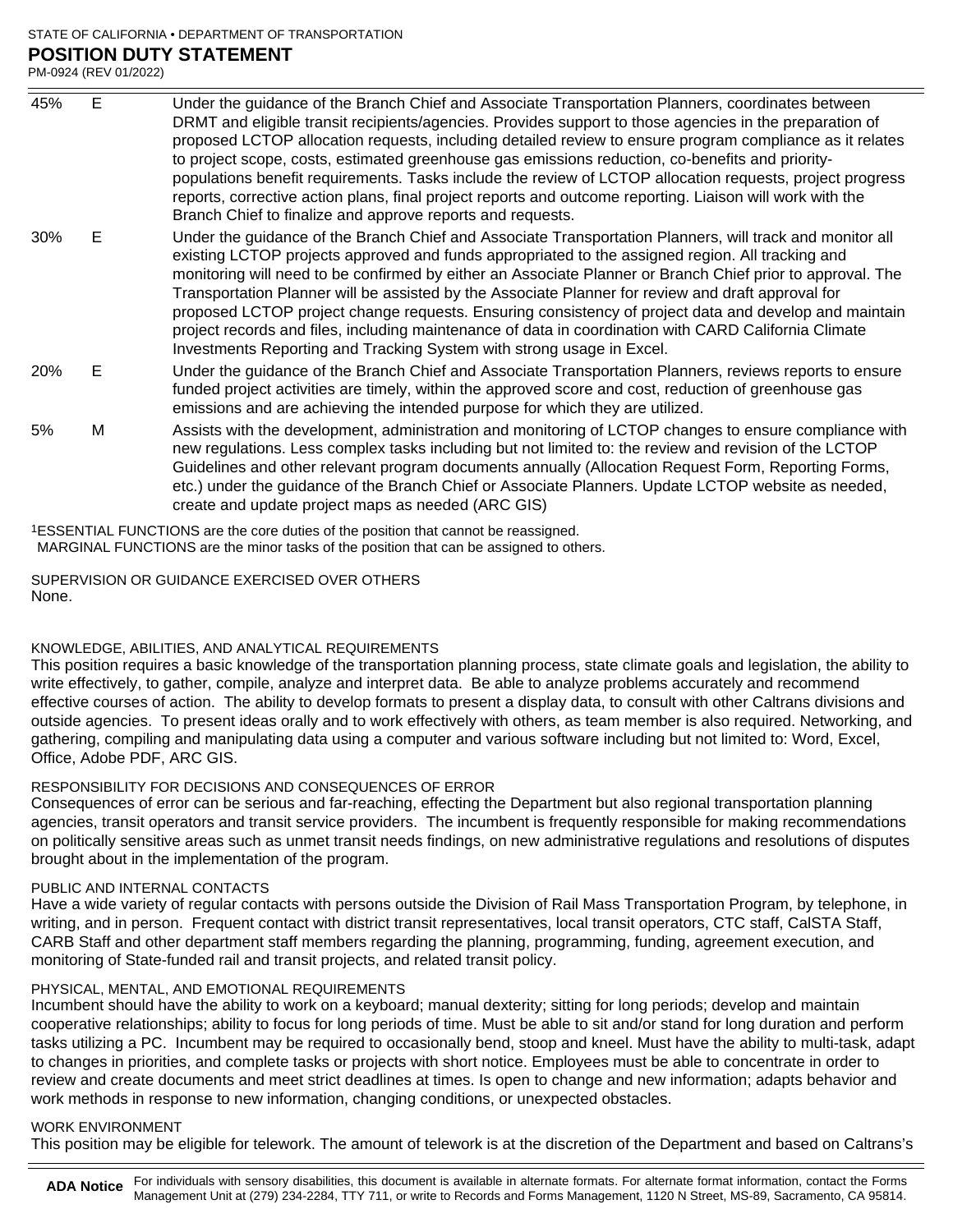| | | |
|---|---|---|
| 45% | E | Under the guidance of the Branch Chief and Associate Transportation Planners, coordinates between DRMT and eligible transit recipients/agencies. Provides support to those agencies in the preparation of proposed LCTOP allocation requests, including detailed review to ensure program compliance as it relates to project scope, costs, estimated greenhouse gas emissions reduction, co-benefits and priority-populations benefit requirements. Tasks include the review of LCTOP allocation requests, project progress reports, corrective action plans, final project reports and outcome reporting. Liaison will work with the Branch Chief to finalize and approve reports and requests. |
| 30% | E | Under the guidance of the Branch Chief and Associate Transportation Planners, will track and monitor all existing LCTOP projects approved and funds appropriated to the assigned region. All tracking and monitoring will need to be confirmed by either an Associate Planner or Branch Chief prior to approval. The Transportation Planner will be assisted by the Associate Planner for review and draft approval for proposed LCTOP project change requests. Ensuring consistency of project data and develop and maintain project records and files, including maintenance of data in coordination with CARD California Climate Investments Reporting and Tracking System with strong usage in Excel. |
| 20% | E | Under the guidance of the Branch Chief and Associate Transportation Planners, reviews reports to ensure funded project activities are timely, within the approved score and cost, reduction of greenhouse gas emissions and are achieving the intended purpose for which they are utilized. |
| 5% | M | Assists with the development, administration and monitoring of LCTOP changes to ensure compliance with new regulations. Less complex tasks including but not limited to: the review and revision of the LCTOP Guidelines and other relevant program documents annually (Allocation Request Form, Reporting Forms, etc.) under the guidance of the Branch Chief or Associate Planners. Update LCTOP website as needed, create and update project maps as needed (ARC GIS) |

[1]ESSENTIAL FUNCTIONS are the core duties of the position that cannot be reassigned.
MARGINAL FUNCTIONS are the minor tasks of the position that can be assigned to others.

SUPERVISION OR GUIDANCE EXERCISED OVER OTHERS
None.

KNOWLEDGE, ABILITIES, AND ANALYTICAL REQUIREMENTS
This position requires a basic knowledge of the transportation planning process, state climate goals and legislation, the ability to write effectively, to gather, compile, analyze and interpret data. Be able to analyze problems accurately and recommend effective courses of action. The ability to develop formats to present a display data, to consult with other Caltrans divisions and outside agencies. To present ideas orally and to work effectively with others, as team member is also required. Networking, and gathering, compiling and manipulating data using a computer and various software including but not limited to: Word, Excel, Office, Adobe PDF, ARC GIS.

RESPONSIBILITY FOR DECISIONS AND CONSEQUENCES OF ERROR
Consequences of error can be serious and far-reaching, effecting the Department but also regional transportation planning agencies, transit operators and transit service providers. The incumbent is frequently responsible for making recommendations on politically sensitive areas such as unmet transit needs findings, on new administrative regulations and resolutions of disputes brought about in the implementation of the program.

PUBLIC AND INTERNAL CONTACTS
Have a wide variety of regular contacts with persons outside the Division of Rail Mass Transportation Program, by telephone, in writing, and in person. Frequent contact with district transit representatives, local transit operators, CTC staff, CalSTA Staff, CARB Staff and other department staff members regarding the planning, programming, funding, agreement execution, and monitoring of State-funded rail and transit projects, and related transit policy.

PHYSICAL, MENTAL, AND EMOTIONAL REQUIREMENTS
Incumbent should have the ability to work on a keyboard; manual dexterity; sitting for long periods; develop and maintain cooperative relationships; ability to focus for long periods of time. Must be able to sit and/or stand for long duration and perform tasks utilizing a PC. Incumbent may be required to occasionally bend, stoop and kneel. Must have the ability to multi-task, adapt to changes in priorities, and complete tasks or projects with short notice. Employees must be able to concentrate in order to review and create documents and meet strict deadlines at times. Is open to change and new information; adapts behavior and work methods in response to new information, changing conditions, or unexpected obstacles.

WORK ENVIRONMENT
This position may be eligible for telework. The amount of telework is at the discretion of the Department and based on Caltrans's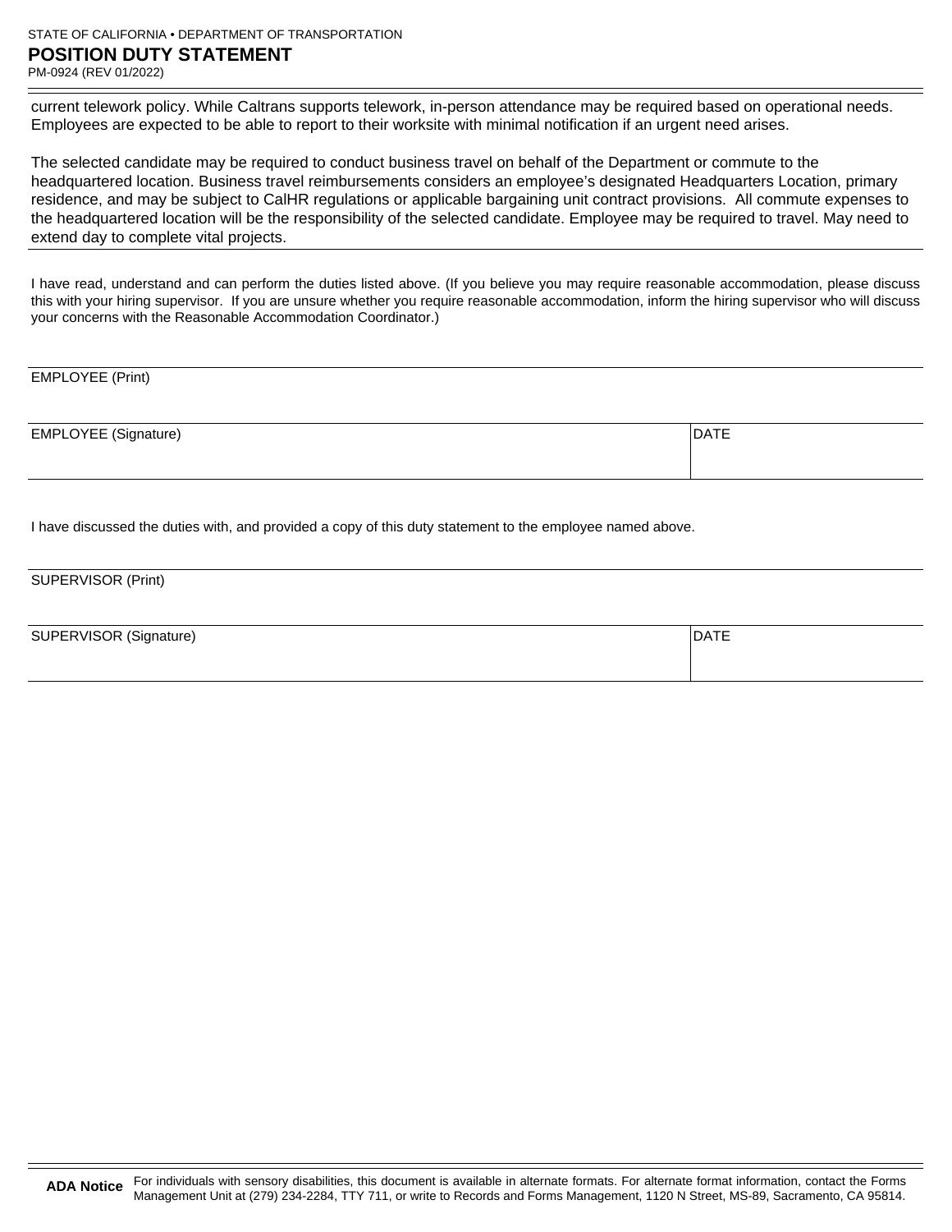current telework policy. While Caltrans supports telework, in-person attendance may be required based on operational needs. Employees are expected to be able to report to their worksite with minimal notification if an urgent need arises.

The selected candidate may be required to conduct business travel on behalf of the Department or commute to the headquartered location. Business travel reimbursements considers an employee's designated Headquarters Location, primary residence, and may be subject to CalHR regulations or applicable bargaining unit contract provisions. All commute expenses to the headquartered location will be the responsibility of the selected candidate. Employee may be required to travel. May need to extend day to complete vital projects.

I have read, understand and can perform the duties listed above. (If you believe you may require reasonable accommodation, please discuss this with your hiring supervisor. If you are unsure whether you require reasonable accommodation, inform the hiring supervisor who will discuss your concerns with the Reasonable Accommodation Coordinator.)

EMPLOYEE (Print)

| EMPLOYEE (Signature) | DATE |
| --- | --- |
| | |

I have discussed the duties with, and provided a copy of this duty statement to the employee named above.

SUPERVISOR (Print)

| SUPERVISOR (Signature) | DATE |
| --- | --- |
| | |

**ADA Notice** For individuals with sensory disabilities, this document is available in alternate formats. For alternate format information, contact the Forms Management Unit at (279) 234-2284, TTY 711, or write to Records and Forms Management, 1120 N Street, MS-89, Sacramento, CA 95814.